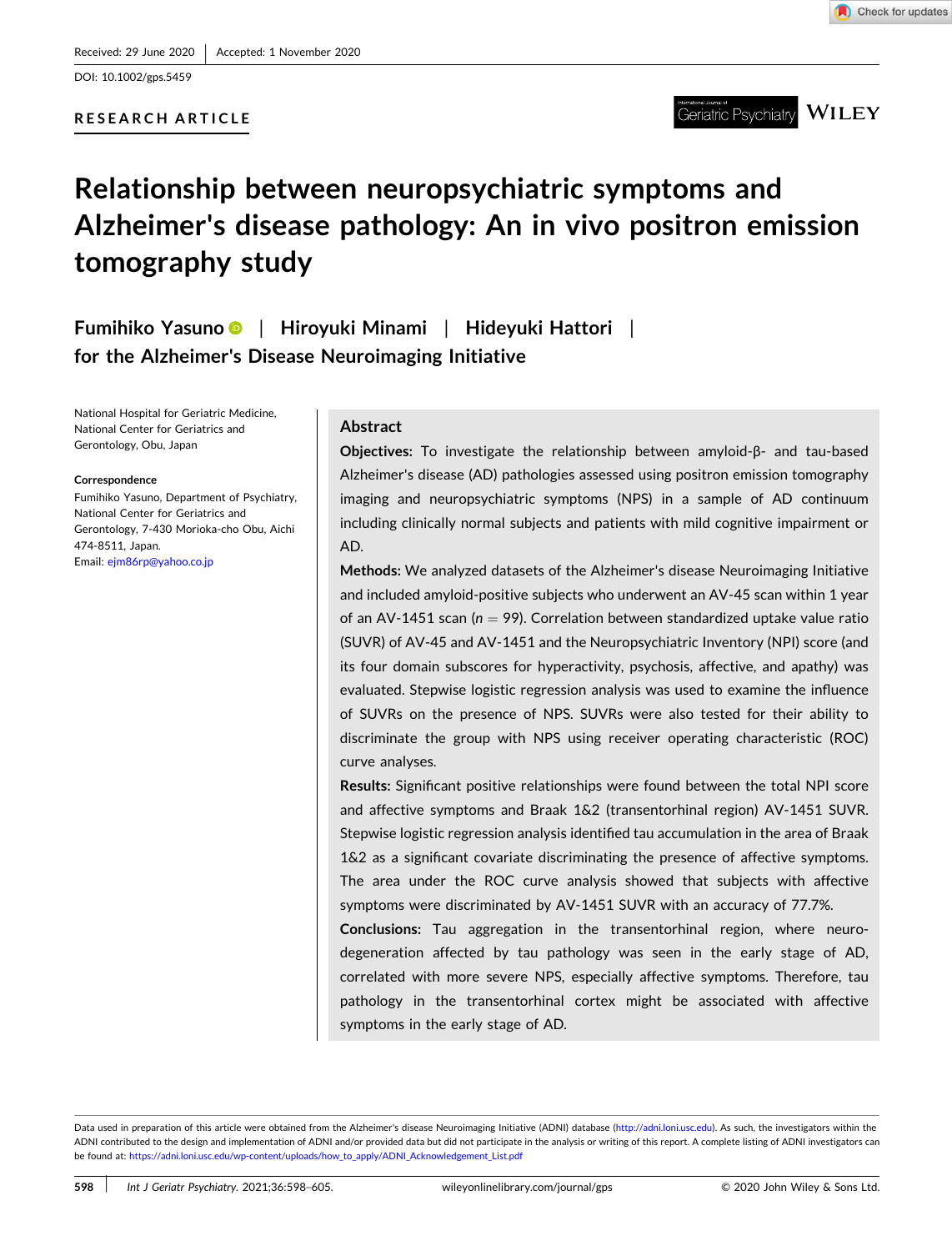Received: 29 June 2020 | Accepted: 1 November 2020

DOI: 10.1002/gps.5459

**RESEARCH ARTICLE**

# Relationship between neuropsychiatric symptoms and Alzheimer's disease pathology: An in vivo positron emission tomography study

**Fumihiko Yasuno** | **Hiroyuki Minami** | **Hideyuki Hattori** | **for the Alzheimer's Disease Neuroimaging Initiative**

National Hospital for Geriatric Medicine, National Center for Geriatrics and Gerontology, Obu, Japan

**Correspondence**
Fumihiko Yasuno, Department of Psychiatry, National Center for Geriatrics and Gerontology, 7-430 Morioka-cho Obu, Aichi 474-8511, Japan.
Email: ejm86rp@yahoo.co.jp

## Abstract

**Objectives:** To investigate the relationship between amyloid-β- and tau-based Alzheimer's disease (AD) pathologies assessed using positron emission tomography imaging and neuropsychiatric symptoms (NPS) in a sample of AD continuum including clinically normal subjects and patients with mild cognitive impairment or AD.

**Methods:** We analyzed datasets of the Alzheimer's disease Neuroimaging Initiative and included amyloid-positive subjects who underwent an AV-45 scan within 1 year of an AV-1451 scan ($n = 99$). Correlation between standardized uptake value ratio (SUVR) of AV-45 and AV-1451 and the Neuropsychiatric Inventory (NPI) score (and its four domain subscores for hyperactivity, psychosis, affective, and apathy) was evaluated. Stepwise logistic regression analysis was used to examine the influence of SUVRs on the presence of NPS. SUVRs were also tested for their ability to discriminate the group with NPS using receiver operating characteristic (ROC) curve analyses.

**Results:** Significant positive relationships were found between the total NPI score and affective symptoms and Braak 1&2 (transentorhinal region) AV-1451 SUVR. Stepwise logistic regression analysis identified tau accumulation in the area of Braak 1&2 as a significant covariate discriminating the presence of affective symptoms. The area under the ROC curve analysis showed that subjects with affective symptoms were discriminated by AV-1451 SUVR with an accuracy of 77.7%.

**Conclusions:** Tau aggregation in the transentorhinal region, where neurodegeneration affected by tau pathology was seen in the early stage of AD, correlated with more severe NPS, especially affective symptoms. Therefore, tau pathology in the transentorhinal cortex might be associated with affective symptoms in the early stage of AD.

Data used in preparation of this article were obtained from the Alzheimer's disease Neuroimaging Initiative (ADNI) database (http://adni.loni.usc.edu). As such, the investigators within the ADNI contributed to the design and implementation of ADNI and/or provided data but did not participate in the analysis or writing of this report. A complete listing of ADNI investigators can be found at: https://adni.loni.usc.edu/wp-content/uploads/how_to_apply/ADNI_Acknowledgement_List.pdf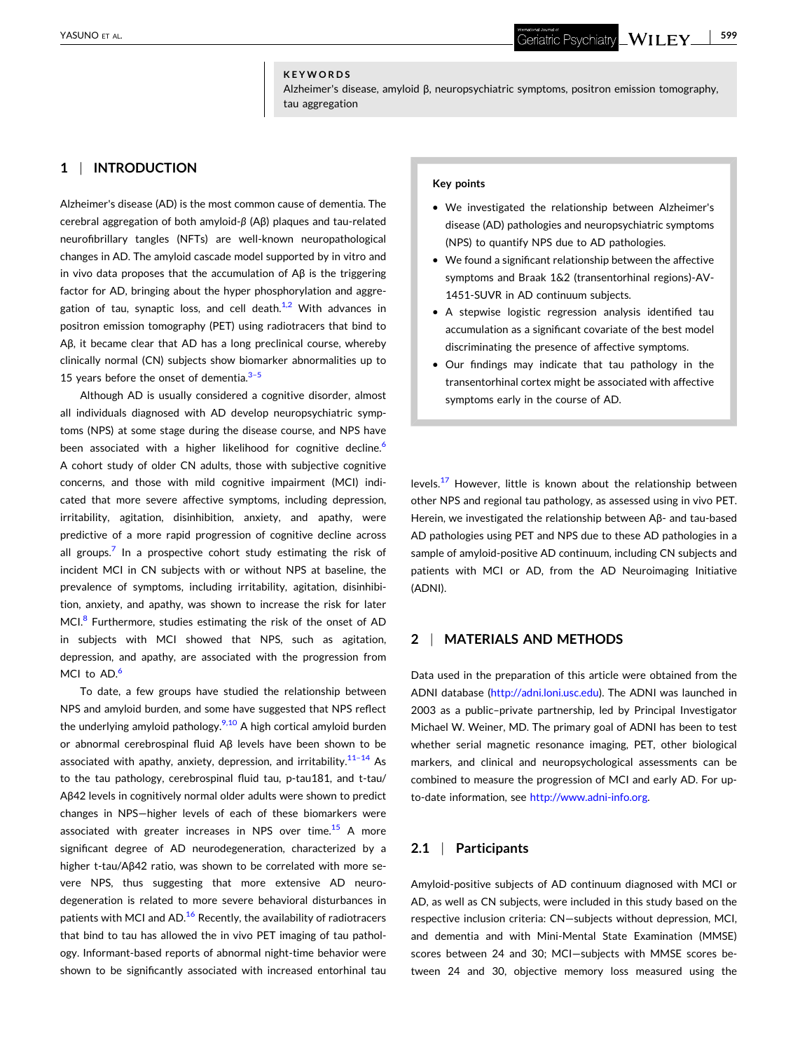**KEYWORDS**

Alzheimer's disease, amyloid β, neuropsychiatric symptoms, positron emission tomography, tau aggregation

## 1 | INTRODUCTION

Alzheimer's disease (AD) is the most common cause of dementia. The cerebral aggregation of both amyloid-β (Aβ) plaques and tau-related neurofibrillary tangles (NFTs) are well-known neuropathological changes in AD. The amyloid cascade model supported by in vitro and in vivo data proposes that the accumulation of Aβ is the triggering factor for AD, bringing about the hyper phosphorylation and aggregation of tau, synaptic loss, and cell death.[1,2] With advances in positron emission tomography (PET) using radiotracers that bind to Aβ, it became clear that AD has a long preclinical course, whereby clinically normal (CN) subjects show biomarker abnormalities up to 15 years before the onset of dementia.[3–5]

Although AD is usually considered a cognitive disorder, almost all individuals diagnosed with AD develop neuropsychiatric symptoms (NPS) at some stage during the disease course, and NPS have been associated with a higher likelihood for cognitive decline.[6] A cohort study of older CN adults, those with subjective cognitive concerns, and those with mild cognitive impairment (MCI) indicated that more severe affective symptoms, including depression, irritability, agitation, disinhibition, anxiety, and apathy, were predictive of a more rapid progression of cognitive decline across all groups.[7] In a prospective cohort study estimating the risk of incident MCI in CN subjects with or without NPS at baseline, the prevalence of symptoms, including irritability, agitation, disinhibition, anxiety, and apathy, was shown to increase the risk for later MCI.[8] Furthermore, studies estimating the risk of the onset of AD in subjects with MCI showed that NPS, such as agitation, depression, and apathy, are associated with the progression from MCI to AD.[6]

To date, a few groups have studied the relationship between NPS and amyloid burden, and some have suggested that NPS reflect the underlying amyloid pathology.[9,10] A high cortical amyloid burden or abnormal cerebrospinal fluid Aβ levels have been shown to be associated with apathy, anxiety, depression, and irritability.[11–14] As to the tau pathology, cerebrospinal fluid tau, p-tau181, and t-tau/Aβ42 levels in cognitively normal older adults were shown to predict changes in NPS—higher levels of each of these biomarkers were associated with greater increases in NPS over time.[15] A more significant degree of AD neurodegeneration, characterized by a higher t-tau/Aβ42 ratio, was shown to be correlated with more severe NPS, thus suggesting that more extensive AD neurodegeneration is related to more severe behavioral disturbances in patients with MCI and AD.[16] Recently, the availability of radiotracers that bind to tau has allowed the in vivo PET imaging of tau pathology. Informant-based reports of abnormal night-time behavior were shown to be significantly associated with increased entorhinal tau levels.[17] However, little is known about the relationship between other NPS and regional tau pathology, as assessed using in vivo PET. Herein, we investigated the relationship between Aβ- and tau-based AD pathologies using PET and NPS due to these AD pathologies in a sample of amyloid-positive AD continuum, including CN subjects and patients with MCI or AD, from the AD Neuroimaging Initiative (ADNI).

**Key points**

- We investigated the relationship between Alzheimer's disease (AD) pathologies and neuropsychiatric symptoms (NPS) to quantify NPS due to AD pathologies.
- We found a significant relationship between the affective symptoms and Braak 1&2 (transentorhinal regions)-AV-1451-SUVR in AD continuum subjects.
- A stepwise logistic regression analysis identified tau accumulation as a significant covariate of the best model discriminating the presence of affective symptoms.
- Our findings may indicate that tau pathology in the transentorhinal cortex might be associated with affective symptoms early in the course of AD.

## 2 | MATERIALS AND METHODS

Data used in the preparation of this article were obtained from the ADNI database (http://adni.loni.usc.edu). The ADNI was launched in 2003 as a public–private partnership, led by Principal Investigator Michael W. Weiner, MD. The primary goal of ADNI has been to test whether serial magnetic resonance imaging, PET, other biological markers, and clinical and neuropsychological assessments can be combined to measure the progression of MCI and early AD. For up-to-date information, see http://www.adni-info.org.

### 2.1 | Participants

Amyloid-positive subjects of AD continuum diagnosed with MCI or AD, as well as CN subjects, were included in this study based on the respective inclusion criteria: CN—subjects without depression, MCI, and dementia and with Mini-Mental State Examination (MMSE) scores between 24 and 30; MCI—subjects with MMSE scores between 24 and 30, objective memory loss measured using the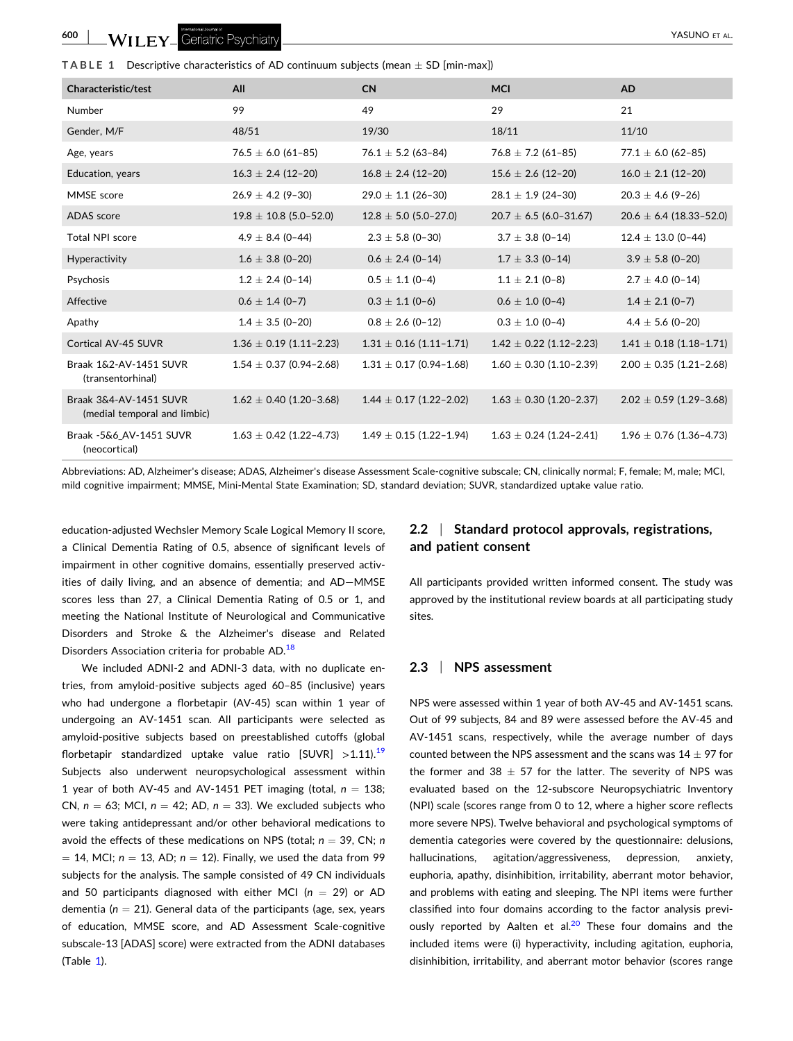**TABLE 1** Descriptive characteristics of AD continuum subjects (mean ± SD [min-max])

| Characteristic/test | All | CN | MCI | AD |
|---|---|---|---|---|
| Number | 99 | 49 | 29 | 21 |
| Gender, M/F | 48/51 | 19/30 | 18/11 | 11/10 |
| Age, years | 76.5 ± 6.0 (61–85) | 76.1 ± 5.2 (63–84) | 76.8 ± 7.2 (61–85) | 77.1 ± 6.0 (62–85) |
| Education, years | 16.3 ± 2.4 (12–20) | 16.8 ± 2.4 (12–20) | 15.6 ± 2.6 (12–20) | 16.0 ± 2.1 (12–20) |
| MMSE score | 26.9 ± 4.2 (9–30) | 29.0 ± 1.1 (26–30) | 28.1 ± 1.9 (24–30) | 20.3 ± 4.6 (9–26) |
| ADAS score | 19.8 ± 10.8 (5.0–52.0) | 12.8 ± 5.0 (5.0–27.0) | 20.7 ± 6.5 (6.0–31.67) | 20.6 ± 6.4 (18.33–52.0) |
| Total NPI score | 4.9 ± 8.4 (0–44) | 2.3 ± 5.8 (0–30) | 3.7 ± 3.8 (0–14) | 12.4 ± 13.0 (0–44) |
| Hyperactivity | 1.6 ± 3.8 (0–20) | 0.6 ± 2.4 (0–14) | 1.7 ± 3.3 (0–14) | 3.9 ± 5.8 (0–20) |
| Psychosis | 1.2 ± 2.4 (0–14) | 0.5 ± 1.1 (0–4) | 1.1 ± 2.1 (0–8) | 2.7 ± 4.0 (0–14) |
| Affective | 0.6 ± 1.4 (0–7) | 0.3 ± 1.1 (0–6) | 0.6 ± 1.0 (0–4) | 1.4 ± 2.1 (0–7) |
| Apathy | 1.4 ± 3.5 (0–20) | 0.8 ± 2.6 (0–12) | 0.3 ± 1.0 (0–4) | 4.4 ± 5.6 (0–20) |
| Cortical AV-45 SUVR | 1.36 ± 0.19 (1.11–2.23) | 1.31 ± 0.16 (1.11–1.71) | 1.42 ± 0.22 (1.12–2.23) | 1.41 ± 0.18 (1.18–1.71) |
| Braak 1&2-AV-1451 SUVR (transentorhinal) | 1.54 ± 0.37 (0.94–2.68) | 1.31 ± 0.17 (0.94–1.68) | 1.60 ± 0.30 (1.10–2.39) | 2.00 ± 0.35 (1.21–2.68) |
| Braak 3&4-AV-1451 SUVR (medial temporal and limbic) | 1.62 ± 0.40 (1.20–3.68) | 1.44 ± 0.17 (1.22–2.02) | 1.63 ± 0.30 (1.20–2.37) | 2.02 ± 0.59 (1.29–3.68) |
| Braak -5&6_AV-1451 SUVR (neocortical) | 1.63 ± 0.42 (1.22–4.73) | 1.49 ± 0.15 (1.22–1.94) | 1.63 ± 0.24 (1.24–2.41) | 1.96 ± 0.76 (1.36–4.73) |

Abbreviations: AD, Alzheimer's disease; ADAS, Alzheimer's disease Assessment Scale-cognitive subscale; CN, clinically normal; F, female; M, male; MCI, mild cognitive impairment; MMSE, Mini-Mental State Examination; SD, standard deviation; SUVR, standardized uptake value ratio.

education-adjusted Wechsler Memory Scale Logical Memory II score, a Clinical Dementia Rating of 0.5, absence of significant levels of impairment in other cognitive domains, essentially preserved activities of daily living, and an absence of dementia; and AD—MMSE scores less than 27, a Clinical Dementia Rating of 0.5 or 1, and meeting the National Institute of Neurological and Communicative Disorders and Stroke & the Alzheimer's disease and Related Disorders Association criteria for probable AD.[18]

We included ADNI-2 and ADNI-3 data, with no duplicate entries, from amyloid-positive subjects aged 60–85 (inclusive) years who had undergone a florbetapir (AV-45) scan within 1 year of undergoing an AV-1451 scan. All participants were selected as amyloid-positive subjects based on preestablished cutoffs (global florbetapir standardized uptake value ratio [SUVR] >1.11).[19] Subjects also underwent neuropsychological assessment within 1 year of both AV-45 and AV-1451 PET imaging (total, $n = 138$; CN, $n = 63$; MCI, $n = 42$; AD, $n = 33$). We excluded subjects who were taking antidepressant and/or other behavioral medications to avoid the effects of these medications on NPS (total; $n = 39$, CN; $n = 14$, MCI; $n = 13$, AD; $n = 12$). Finally, we used the data from 99 subjects for the analysis. The sample consisted of 49 CN individuals and 50 participants diagnosed with either MCI ($n = 29$) or AD dementia ($n = 21$). General data of the participants (age, sex, years of education, MMSE score, and AD Assessment Scale-cognitive subscale-13 [ADAS] score) were extracted from the ADNI databases (Table 1).

## 2.2 | Standard protocol approvals, registrations, and patient consent

All participants provided written informed consent. The study was approved by the institutional review boards at all participating study sites.

## 2.3 | NPS assessment

NPS were assessed within 1 year of both AV-45 and AV-1451 scans. Out of 99 subjects, 84 and 89 were assessed before the AV-45 and AV-1451 scans, respectively, while the average number of days counted between the NPS assessment and the scans was 14 ± 97 for the former and 38 ± 57 for the latter. The severity of NPS was evaluated based on the 12-subscore Neuropsychiatric Inventory (NPI) scale (scores range from 0 to 12, where a higher score reflects more severe NPS). Twelve behavioral and psychological symptoms of dementia categories were covered by the questionnaire: delusions, hallucinations, agitation/aggressiveness, depression, anxiety, euphoria, apathy, disinhibition, irritability, aberrant motor behavior, and problems with eating and sleeping. The NPI items were further classified into four domains according to the factor analysis previously reported by Aalten et al.[20] These four domains and the included items were (i) hyperactivity, including agitation, euphoria, disinhibition, irritability, and aberrant motor behavior (scores range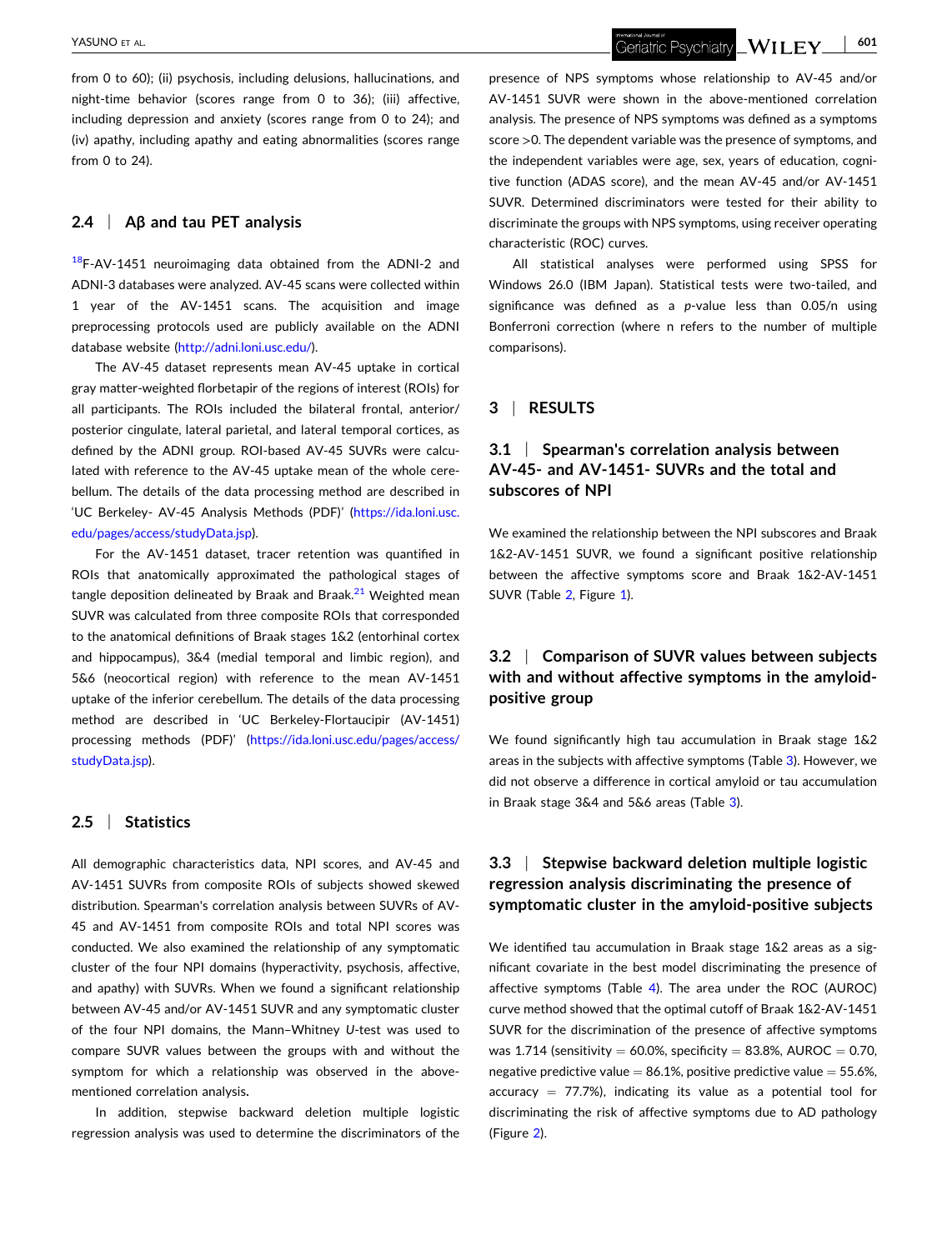from 0 to 60); (ii) psychosis, including delusions, hallucinations, and night-time behavior (scores range from 0 to 36); (iii) affective, including depression and anxiety (scores range from 0 to 24); and (iv) apathy, including apathy and eating abnormalities (scores range from 0 to 24).

### 2.4 | Aβ and tau PET analysis

[18]F-AV-1451 neuroimaging data obtained from the ADNI-2 and ADNI-3 databases were analyzed. AV-45 scans were collected within 1 year of the AV-1451 scans. The acquisition and image preprocessing protocols used are publicly available on the ADNI database website (http://adni.loni.usc.edu/).

The AV-45 dataset represents mean AV-45 uptake in cortical gray matter-weighted florbetapir of the regions of interest (ROIs) for all participants. The ROIs included the bilateral frontal, anterior/posterior cingulate, lateral parietal, and lateral temporal cortices, as defined by the ADNI group. ROI-based AV-45 SUVRs were calculated with reference to the AV-45 uptake mean of the whole cerebellum. The details of the data processing method are described in 'UC Berkeley- AV-45 Analysis Methods (PDF)' (https://ida.loni.usc.edu/pages/access/studyData.jsp).

For the AV-1451 dataset, tracer retention was quantified in ROIs that anatomically approximated the pathological stages of tangle deposition delineated by Braak and Braak.[21] Weighted mean SUVR was calculated from three composite ROIs that corresponded to the anatomical definitions of Braak stages 1&2 (entorhinal cortex and hippocampus), 3&4 (medial temporal and limbic region), and 5&6 (neocortical region) with reference to the mean AV-1451 uptake of the inferior cerebellum. The details of the data processing method are described in 'UC Berkeley-Flortaucipir (AV-1451) processing methods (PDF)' (https://ida.loni.usc.edu/pages/access/studyData.jsp).

### 2.5 | Statistics

All demographic characteristics data, NPI scores, and AV-45 and AV-1451 SUVRs from composite ROIs of subjects showed skewed distribution. Spearman's correlation analysis between SUVRs of AV-45 and AV-1451 from composite ROIs and total NPI scores was conducted. We also examined the relationship of any symptomatic cluster of the four NPI domains (hyperactivity, psychosis, affective, and apathy) with SUVRs. When we found a significant relationship between AV-45 and/or AV-1451 SUVR and any symptomatic cluster of the four NPI domains, the Mann–Whitney *U*-test was used to compare SUVR values between the groups with and without the symptom for which a relationship was observed in the above-mentioned correlation analysis.

In addition, stepwise backward deletion multiple logistic regression analysis was used to determine the discriminators of the presence of NPS symptoms whose relationship to AV-45 and/or AV-1451 SUVR were shown in the above-mentioned correlation analysis. The presence of NPS symptoms was defined as a symptoms score >0. The dependent variable was the presence of symptoms, and the independent variables were age, sex, years of education, cognitive function (ADAS score), and the mean AV-45 and/or AV-1451 SUVR. Determined discriminators were tested for their ability to discriminate the groups with NPS symptoms, using receiver operating characteristic (ROC) curves.

All statistical analyses were performed using SPSS for Windows 26.0 (IBM Japan). Statistical tests were two-tailed, and significance was defined as a *p*-value less than 0.05/n using Bonferroni correction (where n refers to the number of multiple comparisons).

## 3 | RESULTS

### 3.1 | Spearman's correlation analysis between AV-45- and AV-1451- SUVRs and the total and subscores of NPI

We examined the relationship between the NPI subscores and Braak 1&2-AV-1451 SUVR, we found a significant positive relationship between the affective symptoms score and Braak 1&2-AV-1451 SUVR (Table 2, Figure 1).

### 3.2 | Comparison of SUVR values between subjects with and without affective symptoms in the amyloid-positive group

We found significantly high tau accumulation in Braak stage 1&2 areas in the subjects with affective symptoms (Table 3). However, we did not observe a difference in cortical amyloid or tau accumulation in Braak stage 3&4 and 5&6 areas (Table 3).

### 3.3 | Stepwise backward deletion multiple logistic regression analysis discriminating the presence of symptomatic cluster in the amyloid-positive subjects

We identified tau accumulation in Braak stage 1&2 areas as a significant covariate in the best model discriminating the presence of affective symptoms (Table 4). The area under the ROC (AUROC) curve method showed that the optimal cutoff of Braak 1&2-AV-1451 SUVR for the discrimination of the presence of affective symptoms was 1.714 (sensitivity = 60.0%, specificity = 83.8%, AUROC = 0.70, negative predictive value = 86.1%, positive predictive value = 55.6%, accuracy = 77.7%), indicating its value as a potential tool for discriminating the risk of affective symptoms due to AD pathology (Figure 2).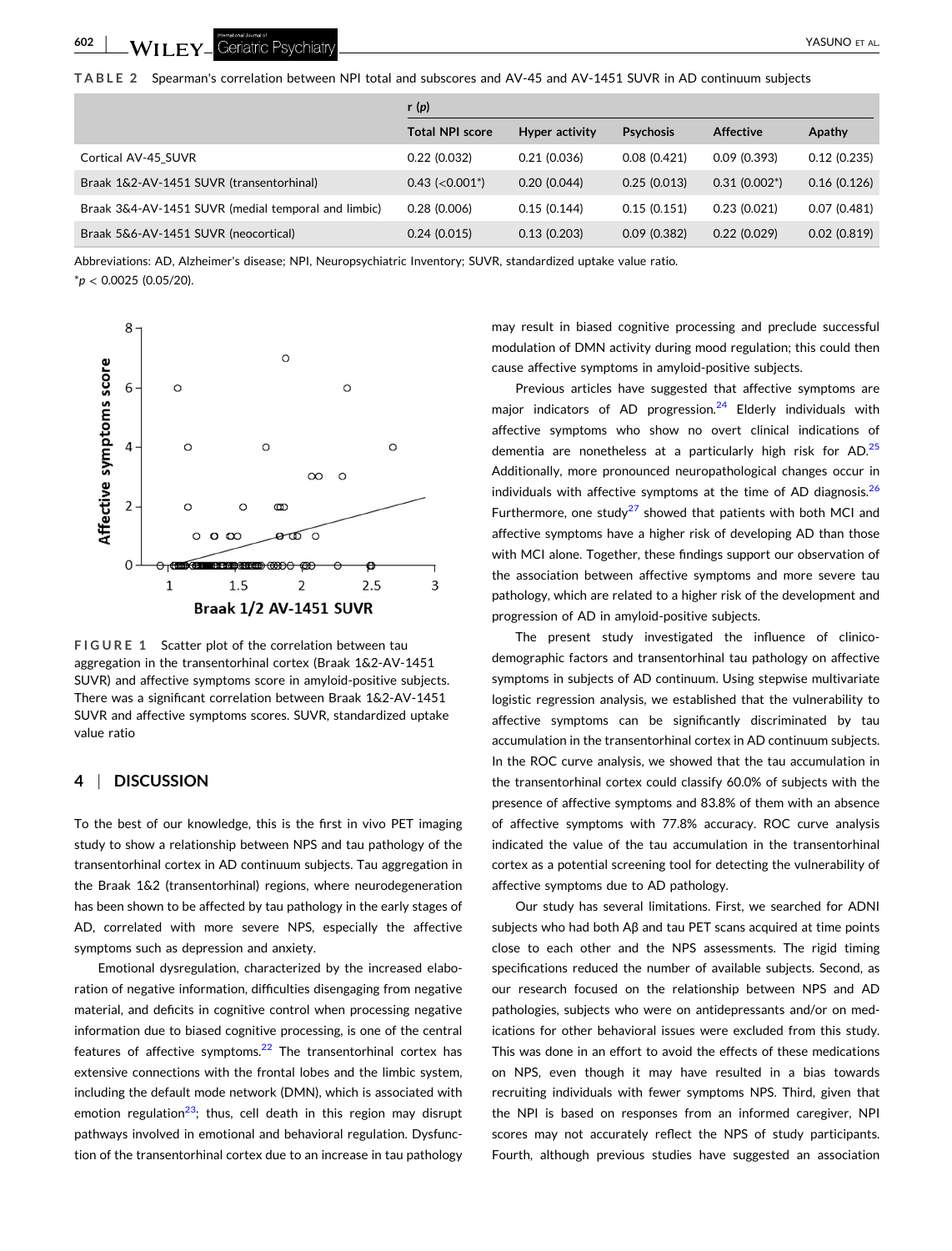**TABLE 2** Spearman's correlation between NPI total and subscores and AV-45 and AV-1451 SUVR in AD continuum subjects

| | r (*p*) | | | | |
|---|---|---|---|---|---|
| | Total NPI score | Hyper activity | Psychosis | Affective | Apathy |
| Cortical AV-45_SUVR | 0.22 (0.032) | 0.21 (0.036) | 0.08 (0.421) | 0.09 (0.393) | 0.12 (0.235) |
| Braak 1&2-AV-1451 SUVR (transentorhinal) | 0.43 (<0.001*) | 0.20 (0.044) | 0.25 (0.013) | 0.31 (0.002*) | 0.16 (0.126) |
| Braak 3&4-AV-1451 SUVR (medial temporal and limbic) | 0.28 (0.006) | 0.15 (0.144) | 0.15 (0.151) | 0.23 (0.021) | 0.07 (0.481) |
| Braak 5&6-AV-1451 SUVR (neocortical) | 0.24 (0.015) | 0.13 (0.203) | 0.09 (0.382) | 0.22 (0.029) | 0.02 (0.819) |

Abbreviations: AD, Alzheimer's disease; NPI, Neuropsychiatric Inventory; SUVR, standardized uptake value ratio.
*$p < 0.0025$ (0.05/20).

**FIGURE 1** Scatter plot of the correlation between tau aggregation in the transentorhinal cortex (Braak 1&2-AV-1451 SUVR) and affective symptoms score in amyloid-positive subjects. There was a significant correlation between Braak 1&2-AV-1451 SUVR and affective symptoms scores. SUVR, standardized uptake value ratio

## 4 | DISCUSSION

To the best of our knowledge, this is the first in vivo PET imaging study to show a relationship between NPS and tau pathology of the transentorhinal cortex in AD continuum subjects. Tau aggregation in the Braak 1&2 (transentorhinal) regions, where neurodegeneration has been shown to be affected by tau pathology in the early stages of AD, correlated with more severe NPS, especially the affective symptoms such as depression and anxiety.

Emotional dysregulation, characterized by the increased elaboration of negative information, difficulties disengaging from negative material, and deficits in cognitive control when processing negative information due to biased cognitive processing, is one of the central features of affective symptoms.[22] The transentorhinal cortex has extensive connections with the frontal lobes and the limbic system, including the default mode network (DMN), which is associated with emotion regulation[23]; thus, cell death in this region may disrupt pathways involved in emotional and behavioral regulation. Dysfunction of the transentorhinal cortex due to an increase in tau pathology may result in biased cognitive processing and preclude successful modulation of DMN activity during mood regulation; this could then cause affective symptoms in amyloid-positive subjects.

Previous articles have suggested that affective symptoms are major indicators of AD progression.[24] Elderly individuals with affective symptoms who show no overt clinical indications of dementia are nonetheless at a particularly high risk for AD.[25] Additionally, more pronounced neuropathological changes occur in individuals with affective symptoms at the time of AD diagnosis.[26] Furthermore, one study[27] showed that patients with both MCI and affective symptoms have a higher risk of developing AD than those with MCI alone. Together, these findings support our observation of the association between affective symptoms and more severe tau pathology, which are related to a higher risk of the development and progression of AD in amyloid-positive subjects.

The present study investigated the influence of clinico-demographic factors and transentorhinal tau pathology on affective symptoms in subjects of AD continuum. Using stepwise multivariate logistic regression analysis, we established that the vulnerability to affective symptoms can be significantly discriminated by tau accumulation in the transentorhinal cortex in AD continuum subjects. In the ROC curve analysis, we showed that the tau accumulation in the transentorhinal cortex could classify 60.0% of subjects with the presence of affective symptoms and 83.8% of them with an absence of affective symptoms with 77.8% accuracy. ROC curve analysis indicated the value of the tau accumulation in the transentorhinal cortex as a potential screening tool for detecting the vulnerability of affective symptoms due to AD pathology.

Our study has several limitations. First, we searched for ADNI subjects who had both Aβ and tau PET scans acquired at time points close to each other and the NPS assessments. The rigid timing specifications reduced the number of available subjects. Second, as our research focused on the relationship between NPS and AD pathologies, subjects who were on antidepressants and/or on medications for other behavioral issues were excluded from this study. This was done in an effort to avoid the effects of these medications on NPS, even though it may have resulted in a bias towards recruiting individuals with fewer symptoms NPS. Third, given that the NPI is based on responses from an informed caregiver, NPI scores may not accurately reflect the NPS of study participants. Fourth, although previous studies have suggested an association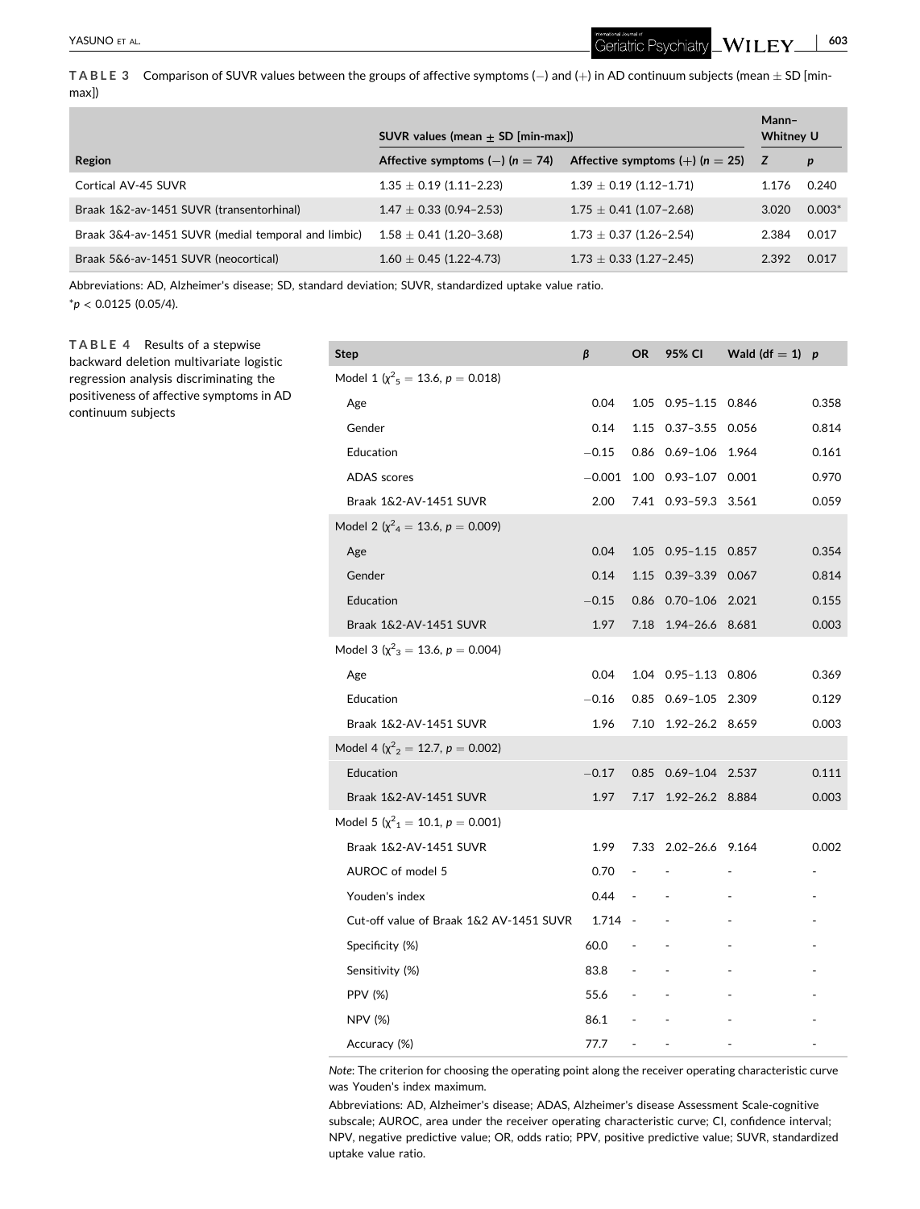**TABLE 3** Comparison of SUVR values between the groups of affective symptoms (−) and (+) in AD continuum subjects (mean ± SD [min-max])

| Region | SUVR values (mean ± SD [min-max]) | | Mann–Whitney U | |
|---|---|---|---|---|
| | Affective symptoms (−) ($n = 74$) | Affective symptoms (+) ($n = 25$) | $Z$ | $p$ |
| Cortical AV-45 SUVR | 1.35 ± 0.19 (1.11–2.23) | 1.39 ± 0.19 (1.12–1.71) | 1.176 | 0.240 |
| Braak 1&2-av-1451 SUVR (transentorhinal) | 1.47 ± 0.33 (0.94–2.53) | 1.75 ± 0.41 (1.07–2.68) | 3.020 | 0.003* |
| Braak 3&4-av-1451 SUVR (medial temporal and limbic) | 1.58 ± 0.41 (1.20–3.68) | 1.73 ± 0.37 (1.26–2.54) | 2.384 | 0.017 |
| Braak 5&6-av-1451 SUVR (neocortical) | 1.60 ± 0.45 (1.22-4.73) | 1.73 ± 0.33 (1.27–2.45) | 2.392 | 0.017 |

Abbreviations: AD, Alzheimer's disease; SD, standard deviation; SUVR, standardized uptake value ratio.

*$p < 0.0125$ (0.05/4).

**TABLE 4** Results of a stepwise backward deletion multivariate logistic regression analysis discriminating the positiveness of affective symptoms in AD continuum subjects

| Step | $\beta$ | OR | 95% CI | Wald (df = 1) | $p$ |
|---|---|---|---|---|---|
| Model 1 ($\chi^2_5 = 13.6$, $p = 0.018$) | | | | | |
| Age | 0.04 | 1.05 | 0.95–1.15 | 0.846 | 0.358 |
| Gender | 0.14 | 1.15 | 0.37–3.55 | 0.056 | 0.814 |
| Education | −0.15 | 0.86 | 0.69–1.06 | 1.964 | 0.161 |
| ADAS scores | −0.001 | 1.00 | 0.93–1.07 | 0.001 | 0.970 |
| Braak 1&2-AV-1451 SUVR | 2.00 | 7.41 | 0.93–59.3 | 3.561 | 0.059 |
| Model 2 ($\chi^2_4 = 13.6$, $p = 0.009$) | | | | | |
| Age | 0.04 | 1.05 | 0.95–1.15 | 0.857 | 0.354 |
| Gender | 0.14 | 1.15 | 0.39–3.39 | 0.067 | 0.814 |
| Education | −0.15 | 0.86 | 0.70–1.06 | 2.021 | 0.155 |
| Braak 1&2-AV-1451 SUVR | 1.97 | 7.18 | 1.94–26.6 | 8.681 | 0.003 |
| Model 3 ($\chi^2_3 = 13.6$, $p = 0.004$) | | | | | |
| Age | 0.04 | 1.04 | 0.95–1.13 | 0.806 | 0.369 |
| Education | −0.16 | 0.85 | 0.69–1.05 | 2.309 | 0.129 |
| Braak 1&2-AV-1451 SUVR | 1.96 | 7.10 | 1.92–26.2 | 8.659 | 0.003 |
| Model 4 ($\chi^2_2 = 12.7$, $p = 0.002$) | | | | | |
| Education | −0.17 | 0.85 | 0.69–1.04 | 2.537 | 0.111 |
| Braak 1&2-AV-1451 SUVR | 1.97 | 7.17 | 1.92–26.2 | 8.884 | 0.003 |
| Model 5 ($\chi^2_1 = 10.1$, $p = 0.001$) | | | | | |
| Braak 1&2-AV-1451 SUVR | 1.99 | 7.33 | 2.02–26.6 | 9.164 | 0.002 |
| AUROC of model 5 | 0.70 | - | - | - | - |
| Youden's index | 0.44 | - | - | - | - |
| Cut-off value of Braak 1&2 AV-1451 SUVR | 1.714 | - | - | - | - |
| Specificity (%) | 60.0 | - | - | - | - |
| Sensitivity (%) | 83.8 | - | - | - | - |
| PPV (%) | 55.6 | - | - | - | - |
| NPV (%) | 86.1 | - | - | - | - |
| Accuracy (%) | 77.7 | - | - | - | - |

*Note*: The criterion for choosing the operating point along the receiver operating characteristic curve was Youden's index maximum.

Abbreviations: AD, Alzheimer's disease; ADAS, Alzheimer's disease Assessment Scale-cognitive subscale; AUROC, area under the receiver operating characteristic curve; CI, confidence interval; NPV, negative predictive value; OR, odds ratio; PPV, positive predictive value; SUVR, standardized uptake value ratio.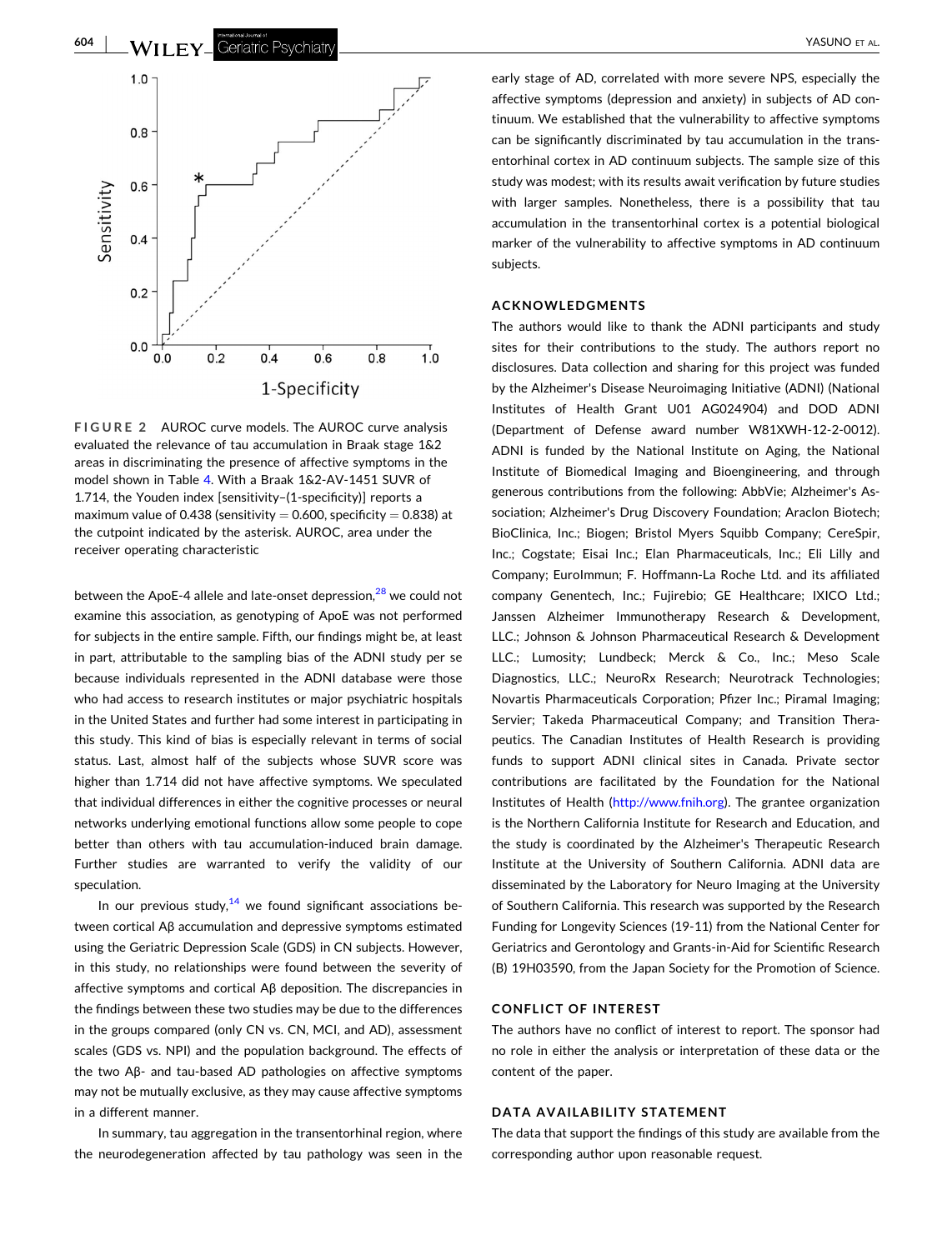FIGURE 2 AUROC curve models. The AUROC curve analysis evaluated the relevance of tau accumulation in Braak stage 1&2 areas in discriminating the presence of affective symptoms in the model shown in Table 4. With a Braak 1&2-AV-1451 SUVR of 1.714, the Youden index [sensitivity–(1-specificity)] reports a maximum value of 0.438 (sensitivity = 0.600, specificity = 0.838) at the cutpoint indicated by the asterisk. AUROC, area under the receiver operating characteristic

between the ApoE-4 allele and late-onset depression,[28] we could not examine this association, as genotyping of ApoE was not performed for subjects in the entire sample. Fifth, our findings might be, at least in part, attributable to the sampling bias of the ADNI study per se because individuals represented in the ADNI database were those who had access to research institutes or major psychiatric hospitals in the United States and further had some interest in participating in this study. This kind of bias is especially relevant in terms of social status. Last, almost half of the subjects whose SUVR score was higher than 1.714 did not have affective symptoms. We speculated that individual differences in either the cognitive processes or neural networks underlying emotional functions allow some people to cope better than others with tau accumulation-induced brain damage. Further studies are warranted to verify the validity of our speculation.

In our previous study,[14] we found significant associations between cortical Aβ accumulation and depressive symptoms estimated using the Geriatric Depression Scale (GDS) in CN subjects. However, in this study, no relationships were found between the severity of affective symptoms and cortical Aβ deposition. The discrepancies in the findings between these two studies may be due to the differences in the groups compared (only CN vs. CN, MCI, and AD), assessment scales (GDS vs. NPI) and the population background. The effects of the two Aβ- and tau-based AD pathologies on affective symptoms may not be mutually exclusive, as they may cause affective symptoms in a different manner.

In summary, tau aggregation in the transentorhinal region, where the neurodegeneration affected by tau pathology was seen in the early stage of AD, correlated with more severe NPS, especially the affective symptoms (depression and anxiety) in subjects of AD continuum. We established that the vulnerability to affective symptoms can be significantly discriminated by tau accumulation in the transentorhinal cortex in AD continuum subjects. The sample size of this study was modest; with its results await verification by future studies with larger samples. Nonetheless, there is a possibility that tau accumulation in the transentorhinal cortex is a potential biological marker of the vulnerability to affective symptoms in AD continuum subjects.

## ACKNOWLEDGMENTS

The authors would like to thank the ADNI participants and study sites for their contributions to the study. The authors report no disclosures. Data collection and sharing for this project was funded by the Alzheimer's Disease Neuroimaging Initiative (ADNI) (National Institutes of Health Grant U01 AG024904) and DOD ADNI (Department of Defense award number W81XWH-12-2-0012). ADNI is funded by the National Institute on Aging, the National Institute of Biomedical Imaging and Bioengineering, and through generous contributions from the following: AbbVie; Alzheimer's Association; Alzheimer's Drug Discovery Foundation; Araclon Biotech; BioClinica, Inc.; Biogen; Bristol Myers Squibb Company; CereSpir, Inc.; Cogstate; Eisai Inc.; Elan Pharmaceuticals, Inc.; Eli Lilly and Company; EuroImmun; F. Hoffmann-La Roche Ltd. and its affiliated company Genentech, Inc.; Fujirebio; GE Healthcare; IXICO Ltd.; Janssen Alzheimer Immunotherapy Research & Development, LLC.; Johnson & Johnson Pharmaceutical Research & Development LLC.; Lumosity; Lundbeck; Merck & Co., Inc.; Meso Scale Diagnostics, LLC.; NeuroRx Research; Neurotrack Technologies; Novartis Pharmaceuticals Corporation; Pfizer Inc.; Piramal Imaging; Servier; Takeda Pharmaceutical Company; and Transition Therapeutics. The Canadian Institutes of Health Research is providing funds to support ADNI clinical sites in Canada. Private sector contributions are facilitated by the Foundation for the National Institutes of Health (http://www.fnih.org). The grantee organization is the Northern California Institute for Research and Education, and the study is coordinated by the Alzheimer's Therapeutic Research Institute at the University of Southern California. ADNI data are disseminated by the Laboratory for Neuro Imaging at the University of Southern California. This research was supported by the Research Funding for Longevity Sciences (19-11) from the National Center for Geriatrics and Gerontology and Grants-in-Aid for Scientific Research (B) 19H03590, from the Japan Society for the Promotion of Science.

## CONFLICT OF INTEREST

The authors have no conflict of interest to report. The sponsor had no role in either the analysis or interpretation of these data or the content of the paper.

## DATA AVAILABILITY STATEMENT

The data that support the findings of this study are available from the corresponding author upon reasonable request.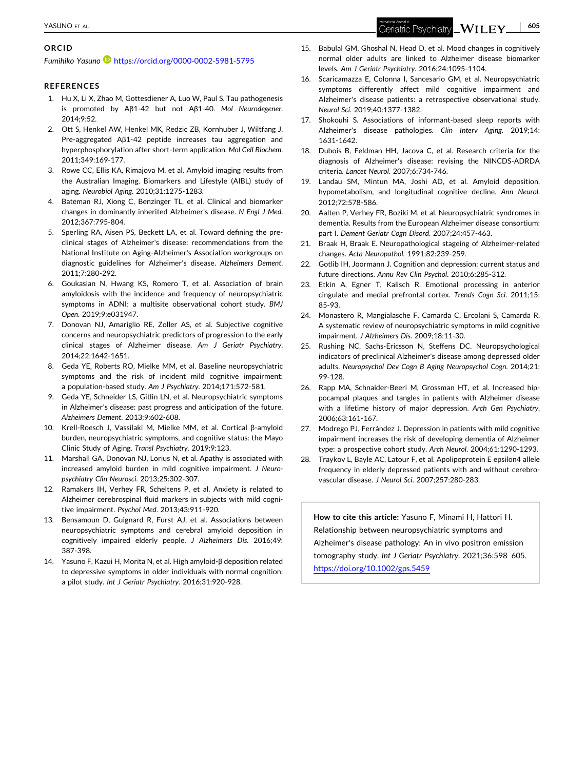## ORCID

*Fumihiko Yasuno* https://orcid.org/0000-0002-5981-5795

## REFERENCES

1. Hu X, Li X, Zhao M, Gottesdiener A, Luo W, Paul S. Tau pathogenesis is promoted by Aβ1-42 but not Aβ1-40. *Mol Neurodegener*. 2014;9:52.
2. Ott S, Henkel AW, Henkel MK, Redzic ZB, Kornhuber J, Wiltfang J. Pre-aggregated Aβ1-42 peptide increases tau aggregation and hyperphosphorylation after short-term application. *Mol Cell Biochem*. 2011;349:169-177.
3. Rowe CC, Ellis KA, Rimajova M, et al. Amyloid imaging results from the Australian Imaging, Biomarkers and Lifestyle (AIBL) study of aging. *Neurobiol Aging*. 2010;31:1275-1283.
4. Bateman RJ, Xiong C, Benzinger TL, et al. Clinical and biomarker changes in dominantly inherited Alzheimer's disease. *N Engl J Med*. 2012;367:795-804.
5. Sperling RA, Aisen PS, Beckett LA, et al. Toward defining the preclinical stages of Alzheimer's disease: recommendations from the National Institute on Aging-Alzheimer's Association workgroups on diagnostic guidelines for Alzheimer's disease. *Alzheimers Dement*. 2011;7:280-292.
6. Goukasian N, Hwang KS, Romero T, et al. Association of brain amyloidosis with the incidence and frequency of neuropsychiatric symptoms in ADNI: a multisite observational cohort study. *BMJ Open*. 2019;9:e031947.
7. Donovan NJ, Amariglio RE, Zoller AS, et al. Subjective cognitive concerns and neuropsychiatric predictors of progression to the early clinical stages of Alzheimer disease. *Am J Geriatr Psychiatry*. 2014;22:1642-1651.
8. Geda YE, Roberts RO, Mielke MM, et al. Baseline neuropsychiatric symptoms and the risk of incident mild cognitive impairment: a population-based study. *Am J Psychiatry*. 2014;171:572-581.
9. Geda YE, Schneider LS, Gitlin LN, et al. Neuropsychiatric symptoms in Alzheimer's disease: past progress and anticipation of the future. *Alzheimers Dement*. 2013;9:602-608.
10. Krell-Roesch J, Vassilaki M, Mielke MM, et al. Cortical β-amyloid burden, neuropsychiatric symptoms, and cognitive status: the Mayo Clinic Study of Aging. *Transl Psychiatry*. 2019;9:123.
11. Marshall GA, Donovan NJ, Lorius N, et al. Apathy is associated with increased amyloid burden in mild cognitive impairment. *J Neuropsychiatry Clin Neurosci*. 2013;25:302-307.
12. Ramakers IH, Verhey FR, Scheltens P, et al. Anxiety is related to Alzheimer cerebrospinal fluid markers in subjects with mild cognitive impairment. *Psychol Med*. 2013;43:911-920.
13. Bensamoun D, Guignard R, Furst AJ, et al. Associations between neuropsychiatric symptoms and cerebral amyloid deposition in cognitively impaired elderly people. *J Alzheimers Dis*. 2016;49:387-398.
14. Yasuno F, Kazui H, Morita N, et al. High amyloid-β deposition related to depressive symptoms in older individuals with normal cognition: a pilot study. *Int J Geriatr Psychiatry*. 2016;31:920-928.
15. Babulal GM, Ghoshal N, Head D, et al. Mood changes in cognitively normal older adults are linked to Alzheimer disease biomarker levels. *Am J Geriatr Psychiatry*. 2016;24:1095-1104.
16. Scaricamazza E, Colonna I, Sancesario GM, et al. Neuropsychiatric symptoms differently affect mild cognitive impairment and Alzheimer's disease patients: a retrospective observational study. *Neurol Sci*. 2019;40:1377-1382.
17. Shokouhi S. Associations of informant-based sleep reports with Alzheimer's disease pathologies. *Clin Interv Aging*. 2019;14:1631-1642.
18. Dubois B, Feldman HH, Jacova C, et al. Research criteria for the diagnosis of Alzheimer's disease: revising the NINCDS-ADRDA criteria. *Lancet Neurol*. 2007;6:734-746.
19. Landau SM, Mintun MA, Joshi AD, et al. Amyloid deposition, hypometabolism, and longitudinal cognitive decline. *Ann Neurol*. 2012;72:578-586.
20. Aalten P, Verhey FR, Boziki M, et al. Neuropsychiatric syndromes in dementia. Results from the European Alzheimer disease consortium: part I. *Dement Geriatr Cogn Disord*. 2007;24:457-463.
21. Braak H, Braak E. Neuropathological stageing of Alzheimer-related changes. *Acta Neuropathol*. 1991;82:239-259.
22. Gotlib IH, Joormann J. Cognition and depression: current status and future directions. *Annu Rev Clin Psychol*. 2010;6:285-312.
23. Etkin A, Egner T, Kalisch R. Emotional processing in anterior cingulate and medial prefrontal cortex. *Trends Cogn Sci*. 2011;15:85-93.
24. Monastero R, Mangialasche F, Camarda C, Ercolani S, Camarda R. A systematic review of neuropsychiatric symptoms in mild cognitive impairment. *J Alzheimers Dis*. 2009;18:11-30.
25. Rushing NC, Sachs-Ericsson N, Steffens DC. Neuropsychological indicators of preclinical Alzheimer's disease among depressed older adults. *Neuropsychol Dev Cogn B Aging Neuropsychol Cogn*. 2014;21:99-128.
26. Rapp MA, Schnaider-Beeri M, Grossman HT, et al. Increased hippocampal plaques and tangles in patients with Alzheimer disease with a lifetime history of major depression. *Arch Gen Psychiatry*. 2006;63:161-167.
27. Modrego PJ, Ferrández J. Depression in patients with mild cognitive impairment increases the risk of developing dementia of Alzheimer type: a prospective cohort study. *Arch Neurol*. 2004;61:1290-1293.
28. Traykov L, Bayle AC, Latour F, et al. Apolipoprotein E epsilon4 allele frequency in elderly depressed patients with and without cerebrovascular disease. *J Neurol Sci*. 2007;257:280-283.

**How to cite this article:** Yasuno F, Minami H, Hattori H. Relationship between neuropsychiatric symptoms and Alzheimer's disease pathology: An in vivo positron emission tomography study. *Int J Geriatr Psychiatry*. 2021;36:598–605. https://doi.org/10.1002/gps.5459